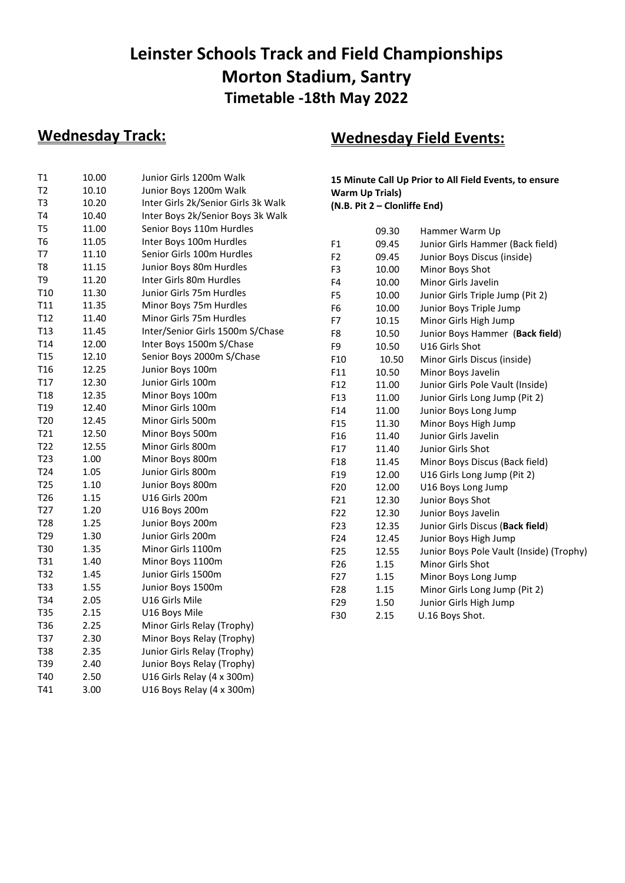# Leinster Schools Track and Field Championships

# Morton Stadium, Santry

## Timetable -18th May 2022

## Wednesday Track:

| | | |
|---|---|---|
| T1 | 10.00 | Junior Girls 1200m Walk |
| T2 | 10.10 | Junior Boys 1200m Walk |
| T3 | 10.20 | Inter Girls 2k/Senior Girls 3k Walk |
| T4 | 10.40 | Inter Boys 2k/Senior Boys 3k Walk |
| T5 | 11.00 | Senior Boys 110m Hurdles |
| T6 | 11.05 | Inter Boys 100m Hurdles |
| T7 | 11.10 | Senior Girls 100m Hurdles |
| T8 | 11.15 | Junior Boys 80m Hurdles |
| T9 | 11.20 | Inter Girls 80m Hurdles |
| T10 | 11.30 | Junior Girls 75m Hurdles |
| T11 | 11.35 | Minor Boys 75m Hurdles |
| T12 | 11.40 | Minor Girls 75m Hurdles |
| T13 | 11.45 | Inter/Senior Girls 1500m S/Chase |
| T14 | 12.00 | Inter Boys 1500m S/Chase |
| T15 | 12.10 | Senior Boys 2000m S/Chase |
| T16 | 12.25 | Junior Boys 100m |
| T17 | 12.30 | Junior Girls 100m |
| T18 | 12.35 | Minor Boys 100m |
| T19 | 12.40 | Minor Girls 100m |
| T20 | 12.45 | Minor Girls 500m |
| T21 | 12.50 | Minor Boys 500m |
| T22 | 12.55 | Minor Girls 800m |
| T23 | 1.00 | Minor Boys 800m |
| T24 | 1.05 | Junior Girls 800m |
| T25 | 1.10 | Junior Boys 800m |
| T26 | 1.15 | U16 Girls 200m |
| T27 | 1.20 | U16 Boys 200m |
| T28 | 1.25 | Junior Boys 200m |
| T29 | 1.30 | Junior Girls 200m |
| T30 | 1.35 | Minor Girls 1100m |
| T31 | 1.40 | Minor Boys 1100m |
| T32 | 1.45 | Junior Girls 1500m |
| T33 | 1.55 | Junior Boys 1500m |
| T34 | 2.05 | U16 Girls Mile |
| T35 | 2.15 | U16 Boys Mile |
| T36 | 2.25 | Minor Girls Relay (Trophy) |
| T37 | 2.30 | Minor Boys Relay (Trophy) |
| T38 | 2.35 | Junior Girls Relay (Trophy) |
| T39 | 2.40 | Junior Boys Relay (Trophy) |
| T40 | 2.50 | U16 Girls Relay (4 x 300m) |
| T41 | 3.00 | U16 Boys Relay (4 x 300m) |

## Wednesday Field Events:

**15 Minute Call Up Prior to All Field Events, to ensure Warm Up Trials)**
**(N.B. Pit 2 – Clonliffe End)**

| | | |
|---|---|---|
| | 09.30 | Hammer Warm Up |
| F1 | 09.45 | Junior Girls Hammer (Back field) |
| F2 | 09.45 | Junior Boys Discus (inside) |
| F3 | 10.00 | Minor Boys Shot |
| F4 | 10.00 | Minor Girls Javelin |
| F5 | 10.00 | Junior Girls Triple Jump (Pit 2) |
| F6 | 10.00 | Junior Boys Triple Jump |
| F7 | 10.15 | Minor Girls High Jump |
| F8 | 10.50 | Junior Boys Hammer (**Back field**) |
| F9 | 10.50 | U16 Girls Shot |
| F10 | 10.50 | Minor Girls Discus (inside) |
| F11 | 10.50 | Minor Boys Javelin |
| F12 | 11.00 | Junior Girls Pole Vault (Inside) |
| F13 | 11.00 | Junior Girls Long Jump (Pit 2) |
| F14 | 11.00 | Junior Boys Long Jump |
| F15 | 11.30 | Minor Boys High Jump |
| F16 | 11.40 | Junior Girls Javelin |
| F17 | 11.40 | Junior Girls Shot |
| F18 | 11.45 | Minor Boys Discus (Back field) |
| F19 | 12.00 | U16 Girls Long Jump (Pit 2) |
| F20 | 12.00 | U16 Boys Long Jump |
| F21 | 12.30 | Junior Boys Shot |
| F22 | 12.30 | Junior Boys Javelin |
| F23 | 12.35 | Junior Girls Discus (**Back field**) |
| F24 | 12.45 | Junior Boys High Jump |
| F25 | 12.55 | Junior Boys Pole Vault (Inside) (Trophy) |
| F26 | 1.15 | Minor Girls Shot |
| F27 | 1.15 | Minor Boys Long Jump |
| F28 | 1.15 | Minor Girls Long Jump (Pit 2) |
| F29 | 1.50 | Junior Girls High Jump |
| F30 | 2.15 | U.16 Boys Shot. |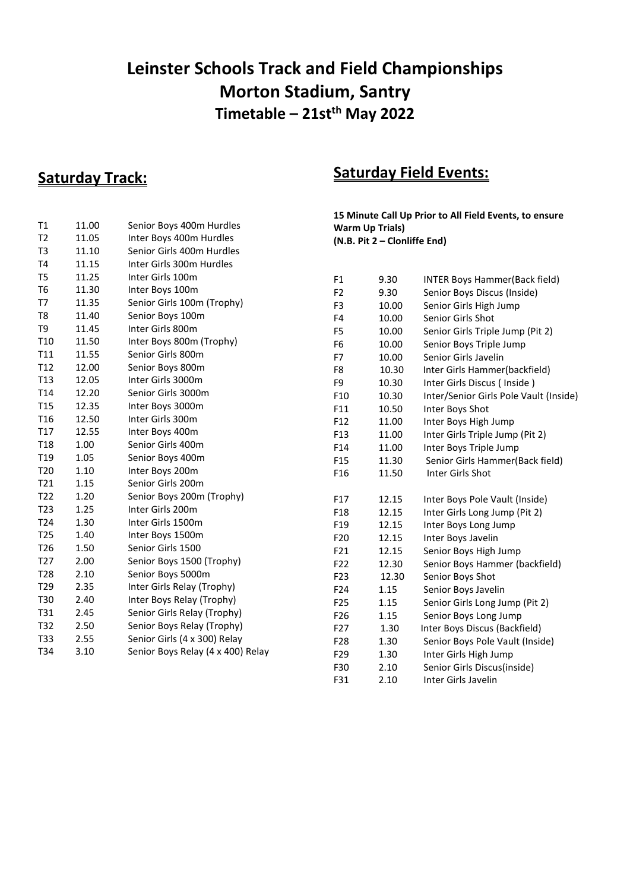# Leinster Schools Track and Field Championships
# Morton Stadium, Santry
## Timetable – 21st[th] May 2022

## Saturday Track:

| | | |
|---|---|---|
| T1 | 11.00 | Senior Boys 400m Hurdles |
| T2 | 11.05 | Inter Boys 400m Hurdles |
| T3 | 11.10 | Senior Girls 400m Hurdles |
| T4 | 11.15 | Inter Girls 300m Hurdles |
| T5 | 11.25 | Inter Girls 100m |
| T6 | 11.30 | Inter Boys 100m |
| T7 | 11.35 | Senior Girls 100m (Trophy) |
| T8 | 11.40 | Senior Boys 100m |
| T9 | 11.45 | Inter Girls 800m |
| T10 | 11.50 | Inter Boys 800m (Trophy) |
| T11 | 11.55 | Senior Girls 800m |
| T12 | 12.00 | Senior Boys 800m |
| T13 | 12.05 | Inter Girls 3000m |
| T14 | 12.20 | Senior Girls 3000m |
| T15 | 12.35 | Inter Boys 3000m |
| T16 | 12.50 | Inter Girls 300m |
| T17 | 12.55 | Inter Boys 400m |
| T18 | 1.00 | Senior Girls 400m |
| T19 | 1.05 | Senior Boys 400m |
| T20 | 1.10 | Inter Boys 200m |
| T21 | 1.15 | Senior Girls 200m |
| T22 | 1.20 | Senior Boys 200m (Trophy) |
| T23 | 1.25 | Inter Girls 200m |
| T24 | 1.30 | Inter Girls 1500m |
| T25 | 1.40 | Inter Boys 1500m |
| T26 | 1.50 | Senior Girls 1500 |
| T27 | 2.00 | Senior Boys 1500 (Trophy) |
| T28 | 2.10 | Senior Boys 5000m |
| T29 | 2.35 | Inter Girls Relay (Trophy) |
| T30 | 2.40 | Inter Boys Relay (Trophy) |
| T31 | 2.45 | Senior Girls Relay (Trophy) |
| T32 | 2.50 | Senior Boys Relay (Trophy) |
| T33 | 2.55 | Senior Girls (4 x 300) Relay |
| T34 | 3.10 | Senior Boys Relay (4 x 400) Relay |

## Saturday Field Events:

**15 Minute Call Up Prior to All Field Events, to ensure Warm Up Trials)**
**(N.B. Pit 2 – Clonliffe End)**

| | | |
|---|---|---|
| F1 | 9.30 | INTER Boys Hammer(Back field) |
| F2 | 9.30 | Senior Boys Discus (Inside) |
| F3 | 10.00 | Senior Girls High Jump |
| F4 | 10.00 | Senior Girls Shot |
| F5 | 10.00 | Senior Girls Triple Jump (Pit 2) |
| F6 | 10.00 | Senior Boys Triple Jump |
| F7 | 10.00 | Senior Girls Javelin |
| F8 | 10.30 | Inter Girls Hammer(backfield) |
| F9 | 10.30 | Inter Girls Discus ( Inside ) |
| F10 | 10.30 | Inter/Senior Girls Pole Vault (Inside) |
| F11 | 10.50 | Inter Boys Shot |
| F12 | 11.00 | Inter Boys High Jump |
| F13 | 11.00 | Inter Girls Triple Jump (Pit 2) |
| F14 | 11.00 | Inter Boys Triple Jump |
| F15 | 11.30 | Senior Girls Hammer(Back field) |
| F16 | 11.50 | Inter Girls Shot |
| F17 | 12.15 | Inter Boys Pole Vault (Inside) |
| F18 | 12.15 | Inter Girls Long Jump (Pit 2) |
| F19 | 12.15 | Inter Boys Long Jump |
| F20 | 12.15 | Inter Boys Javelin |
| F21 | 12.15 | Senior Boys High Jump |
| F22 | 12.30 | Senior Boys Hammer (backfield) |
| F23 | 12.30 | Senior Boys Shot |
| F24 | 1.15 | Senior Boys Javelin |
| F25 | 1.15 | Senior Girls Long Jump (Pit 2) |
| F26 | 1.15 | Senior Boys Long Jump |
| F27 | 1.30 | Inter Boys Discus (Backfield) |
| F28 | 1.30 | Senior Boys Pole Vault (Inside) |
| F29 | 1.30 | Inter Girls High Jump |
| F30 | 2.10 | Senior Girls Discus(inside) |
| F31 | 2.10 | Inter Girls Javelin |